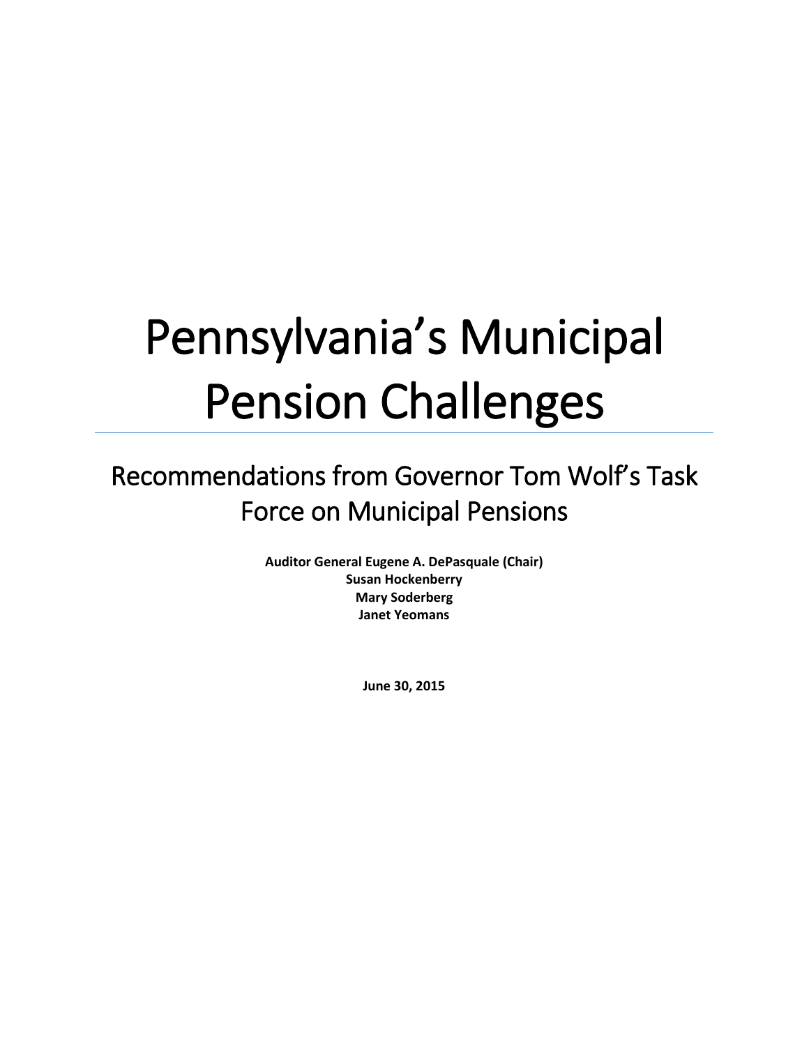# Pennsylvania's Municipal Pension Challenges

## Recommendations from Governor Tom Wolf's Task Force on Municipal Pensions

**Auditor General Eugene A. DePasquale (Chair)**
**Susan Hockenberry**
**Mary Soderberg**
**Janet Yeomans**

**June 30, 2015**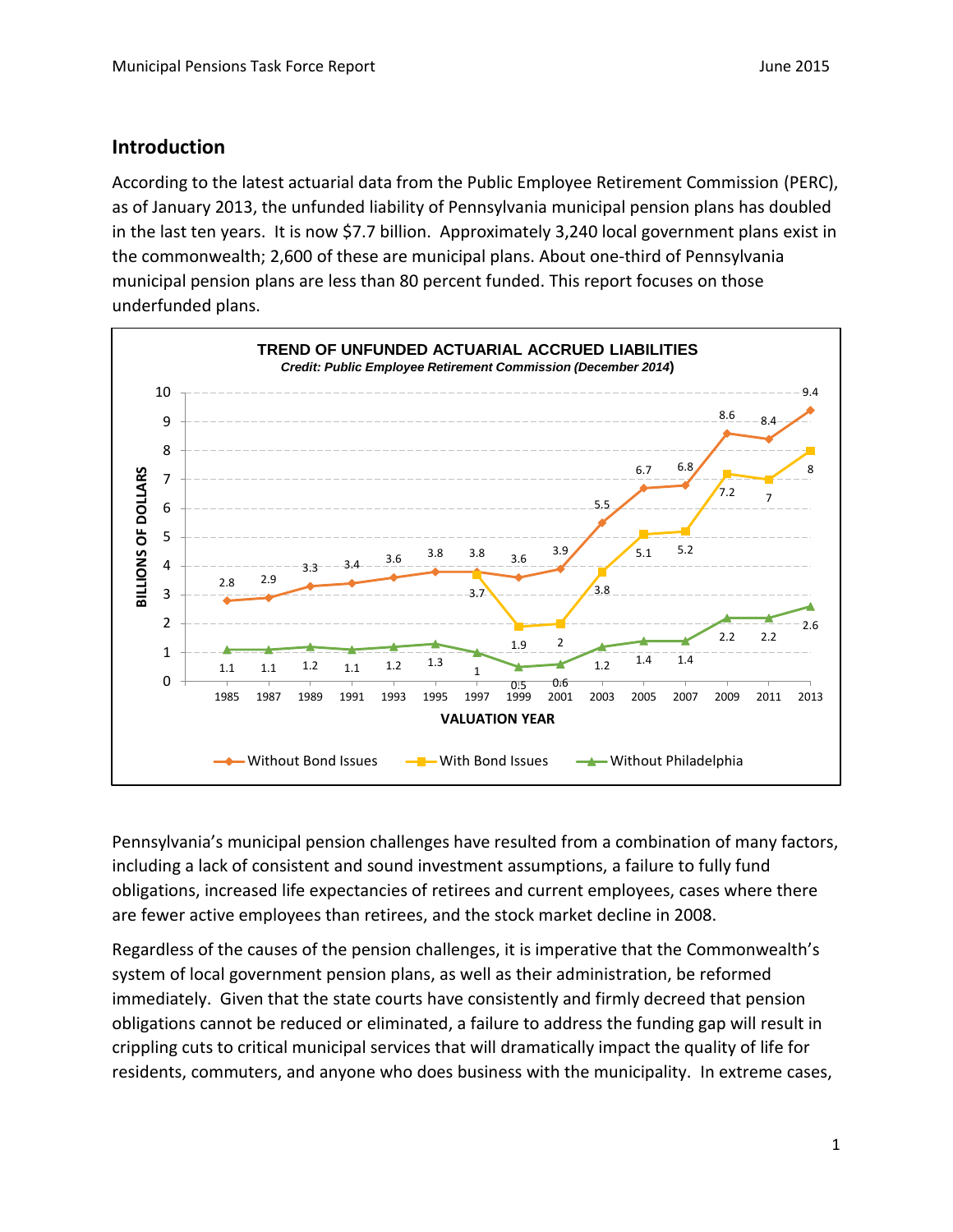## Introduction

According to the latest actuarial data from the Public Employee Retirement Commission (PERC), as of January 2013, the unfunded liability of Pennsylvania municipal pension plans has doubled in the last ten years. It is now $7.7 billion. Approximately 3,240 local government plans exist in the commonwealth; 2,600 of these are municipal plans. About one-third of Pennsylvania municipal pension plans are less than 80 percent funded. This report focuses on those underfunded plans.

**TREND OF UNFUNDED ACTUARIAL ACCRUED LIABILITIES**

***Credit: Public Employee Retirement Commission (December 2014)***

| VALUATION YEAR | Without Bond Issues | With Bond Issues | Without Philadelphia |
|---|---|---|---|
| 1985 | 2.8 | | 1.1 |
| 1987 | 2.9 | | 1.1 |
| 1989 | 3.3 | | 1.2 |
| 1991 | 3.4 | | 1.1 |
| 1993 | 3.6 | | 1.2 |
| 1995 | 3.8 | | 1.3 |
| 1997 | 3.8 | 3.7 | 1 |
| 1999 | 3.6 | 1.9 | 0.5 |
| 2001 | 3.9 | 2 | 0.6 |
| 2003 | 5.5 | 3.8 | 1.2 |
| 2005 | 6.7 | 5.1 | 1.4 |
| 2007 | 6.8 | 5.2 | 1.4 |
| 2009 | 8.6 | 7.2 | 2.2 |
| 2011 | 8.4 | 7 | 2.2 |
| 2013 | 9.4 | 8 | 2.6 |

(BILLIONS OF DOLLARS)

Pennsylvania's municipal pension challenges have resulted from a combination of many factors, including a lack of consistent and sound investment assumptions, a failure to fully fund obligations, increased life expectancies of retirees and current employees, cases where there are fewer active employees than retirees, and the stock market decline in 2008.

Regardless of the causes of the pension challenges, it is imperative that the Commonwealth's system of local government pension plans, as well as their administration, be reformed immediately. Given that the state courts have consistently and firmly decreed that pension obligations cannot be reduced or eliminated, a failure to address the funding gap will result in crippling cuts to critical municipal services that will dramatically impact the quality of life for residents, commuters, and anyone who does business with the municipality. In extreme cases,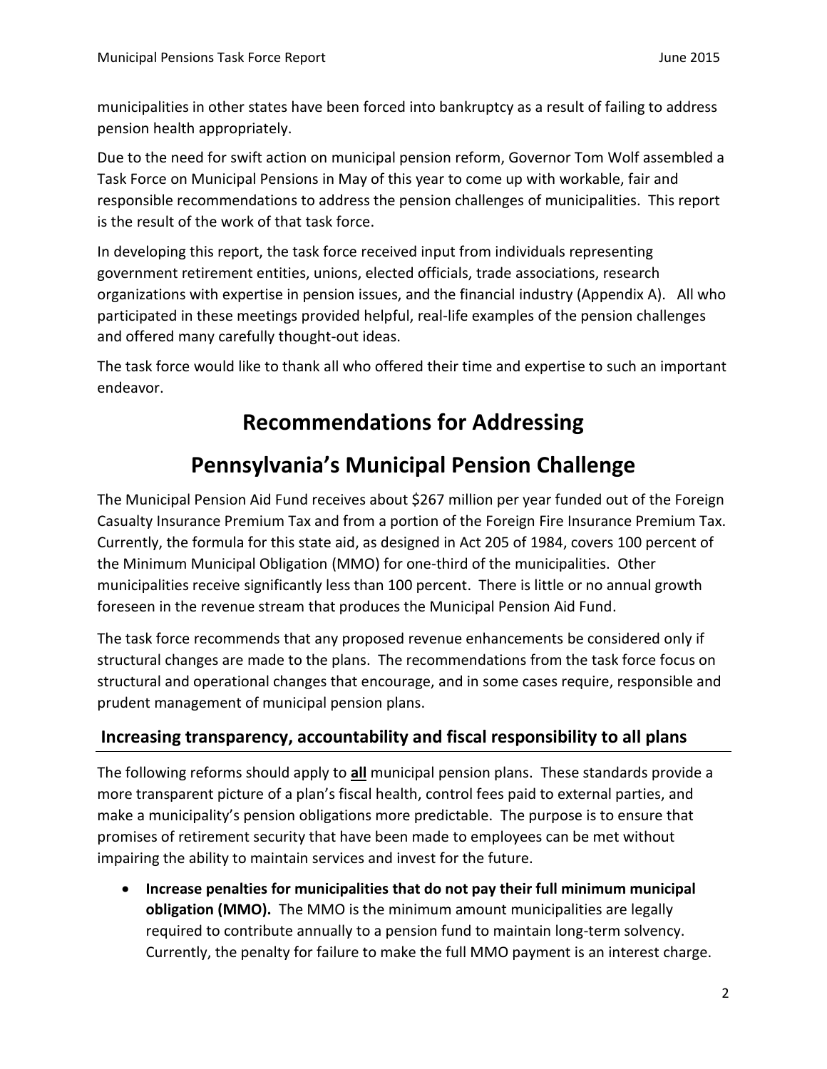municipalities in other states have been forced into bankruptcy as a result of failing to address pension health appropriately.

Due to the need for swift action on municipal pension reform, Governor Tom Wolf assembled a Task Force on Municipal Pensions in May of this year to come up with workable, fair and responsible recommendations to address the pension challenges of municipalities. This report is the result of the work of that task force.

In developing this report, the task force received input from individuals representing government retirement entities, unions, elected officials, trade associations, research organizations with expertise in pension issues, and the financial industry (Appendix A). All who participated in these meetings provided helpful, real-life examples of the pension challenges and offered many carefully thought-out ideas.

The task force would like to thank all who offered their time and expertise to such an important endeavor.

# Recommendations for Addressing Pennsylvania's Municipal Pension Challenge

The Municipal Pension Aid Fund receives about $267 million per year funded out of the Foreign Casualty Insurance Premium Tax and from a portion of the Foreign Fire Insurance Premium Tax. Currently, the formula for this state aid, as designed in Act 205 of 1984, covers 100 percent of the Minimum Municipal Obligation (MMO) for one-third of the municipalities. Other municipalities receive significantly less than 100 percent. There is little or no annual growth foreseen in the revenue stream that produces the Municipal Pension Aid Fund.

The task force recommends that any proposed revenue enhancements be considered only if structural changes are made to the plans. The recommendations from the task force focus on structural and operational changes that encourage, and in some cases require, responsible and prudent management of municipal pension plans.

## Increasing transparency, accountability and fiscal responsibility to all plans

The following reforms should apply to **all** municipal pension plans. These standards provide a more transparent picture of a plan's fiscal health, control fees paid to external parties, and make a municipality's pension obligations more predictable. The purpose is to ensure that promises of retirement security that have been made to employees can be met without impairing the ability to maintain services and invest for the future.

- **Increase penalties for municipalities that do not pay their full minimum municipal obligation (MMO).** The MMO is the minimum amount municipalities are legally required to contribute annually to a pension fund to maintain long-term solvency. Currently, the penalty for failure to make the full MMO payment is an interest charge.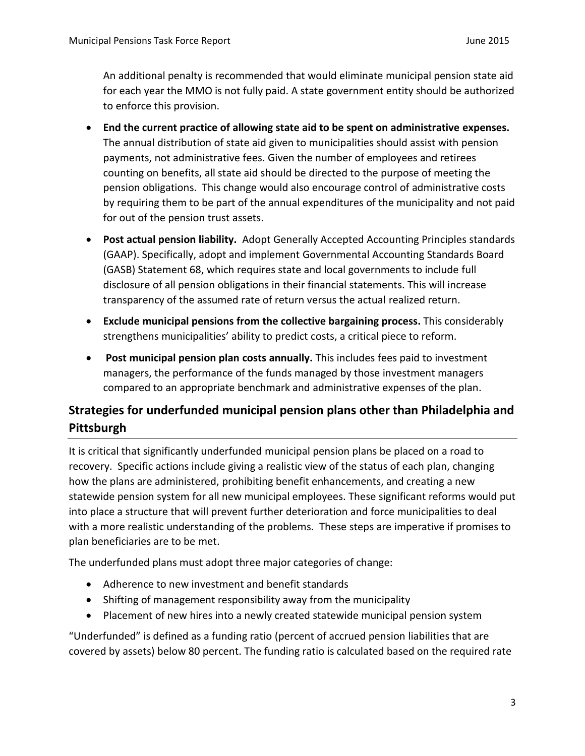An additional penalty is recommended that would eliminate municipal pension state aid for each year the MMO is not fully paid. A state government entity should be authorized to enforce this provision.

- **End the current practice of allowing state aid to be spent on administrative expenses.** The annual distribution of state aid given to municipalities should assist with pension payments, not administrative fees. Given the number of employees and retirees counting on benefits, all state aid should be directed to the purpose of meeting the pension obligations. This change would also encourage control of administrative costs by requiring them to be part of the annual expenditures of the municipality and not paid for out of the pension trust assets.
- **Post actual pension liability.** Adopt Generally Accepted Accounting Principles standards (GAAP). Specifically, adopt and implement Governmental Accounting Standards Board (GASB) Statement 68, which requires state and local governments to include full disclosure of all pension obligations in their financial statements. This will increase transparency of the assumed rate of return versus the actual realized return.
- **Exclude municipal pensions from the collective bargaining process.** This considerably strengthens municipalities' ability to predict costs, a critical piece to reform.
- **Post municipal pension plan costs annually.** This includes fees paid to investment managers, the performance of the funds managed by those investment managers compared to an appropriate benchmark and administrative expenses of the plan.

## Strategies for underfunded municipal pension plans other than Philadelphia and Pittsburgh

It is critical that significantly underfunded municipal pension plans be placed on a road to recovery. Specific actions include giving a realistic view of the status of each plan, changing how the plans are administered, prohibiting benefit enhancements, and creating a new statewide pension system for all new municipal employees. These significant reforms would put into place a structure that will prevent further deterioration and force municipalities to deal with a more realistic understanding of the problems. These steps are imperative if promises to plan beneficiaries are to be met.

The underfunded plans must adopt three major categories of change:

- Adherence to new investment and benefit standards
- Shifting of management responsibility away from the municipality
- Placement of new hires into a newly created statewide municipal pension system

"Underfunded" is defined as a funding ratio (percent of accrued pension liabilities that are covered by assets) below 80 percent. The funding ratio is calculated based on the required rate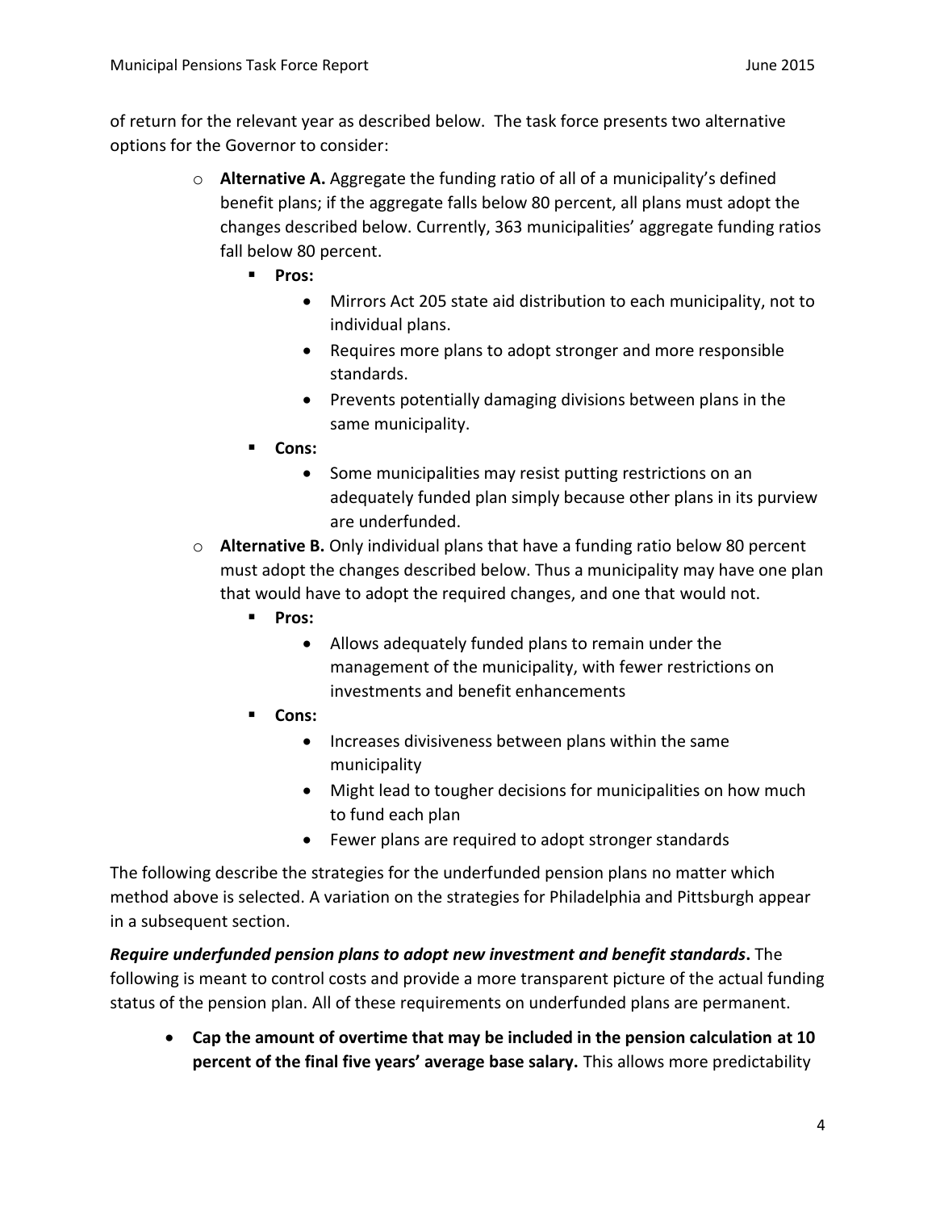of return for the relevant year as described below. The task force presents two alternative options for the Governor to consider:

- **Alternative A.** Aggregate the funding ratio of all of a municipality's defined benefit plans; if the aggregate falls below 80 percent, all plans must adopt the changes described below. Currently, 363 municipalities' aggregate funding ratios fall below 80 percent.
  - **Pros:**
    - Mirrors Act 205 state aid distribution to each municipality, not to individual plans.
    - Requires more plans to adopt stronger and more responsible standards.
    - Prevents potentially damaging divisions between plans in the same municipality.
  - **Cons:**
    - Some municipalities may resist putting restrictions on an adequately funded plan simply because other plans in its purview are underfunded.
- **Alternative B.** Only individual plans that have a funding ratio below 80 percent must adopt the changes described below. Thus a municipality may have one plan that would have to adopt the required changes, and one that would not.
  - **Pros:**
    - Allows adequately funded plans to remain under the management of the municipality, with fewer restrictions on investments and benefit enhancements
  - **Cons:**
    - Increases divisiveness between plans within the same municipality
    - Might lead to tougher decisions for municipalities on how much to fund each plan
    - Fewer plans are required to adopt stronger standards

The following describe the strategies for the underfunded pension plans no matter which method above is selected. A variation on the strategies for Philadelphia and Pittsburgh appear in a subsequent section.

***Require underfunded pension plans to adopt new investment and benefit standards*.** The following is meant to control costs and provide a more transparent picture of the actual funding status of the pension plan. All of these requirements on underfunded plans are permanent.

- **Cap the amount of overtime that may be included in the pension calculation at 10 percent of the final five years' average base salary.** This allows more predictability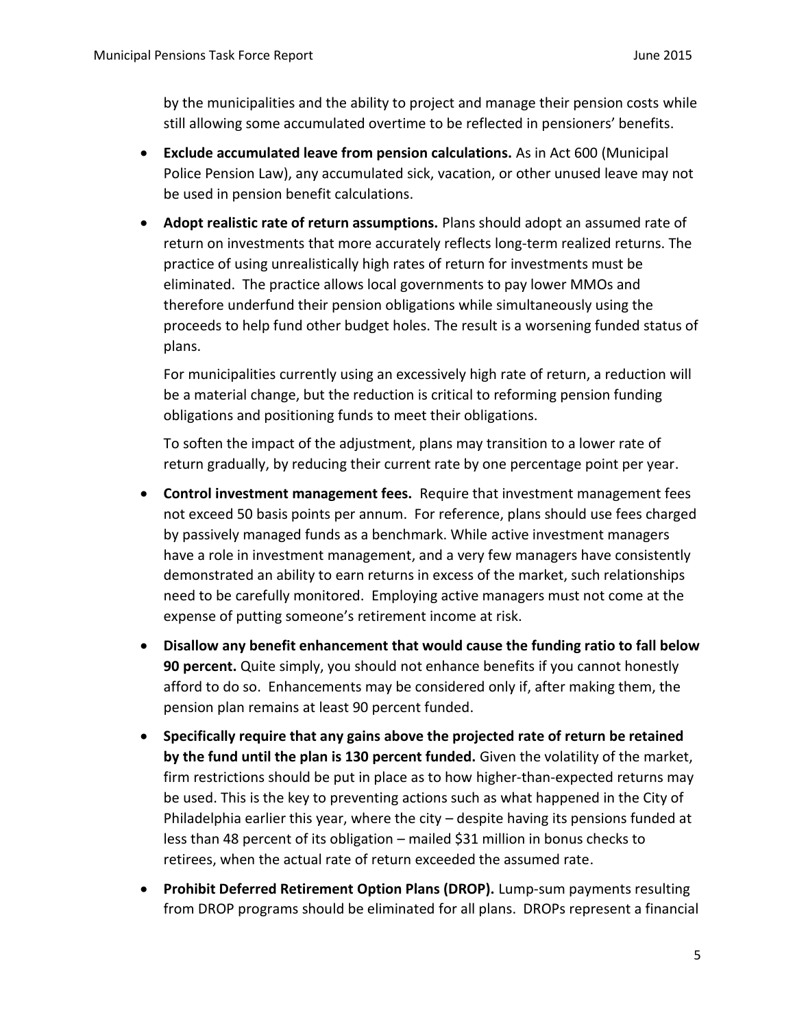by the municipalities and the ability to project and manage their pension costs while still allowing some accumulated overtime to be reflected in pensioners' benefits.

- **Exclude accumulated leave from pension calculations.** As in Act 600 (Municipal Police Pension Law), any accumulated sick, vacation, or other unused leave may not be used in pension benefit calculations.
- **Adopt realistic rate of return assumptions.** Plans should adopt an assumed rate of return on investments that more accurately reflects long-term realized returns. The practice of using unrealistically high rates of return for investments must be eliminated. The practice allows local governments to pay lower MMOs and therefore underfund their pension obligations while simultaneously using the proceeds to help fund other budget holes. The result is a worsening funded status of plans.

  For municipalities currently using an excessively high rate of return, a reduction will be a material change, but the reduction is critical to reforming pension funding obligations and positioning funds to meet their obligations.

  To soften the impact of the adjustment, plans may transition to a lower rate of return gradually, by reducing their current rate by one percentage point per year.
- **Control investment management fees.** Require that investment management fees not exceed 50 basis points per annum. For reference, plans should use fees charged by passively managed funds as a benchmark. While active investment managers have a role in investment management, and a very few managers have consistently demonstrated an ability to earn returns in excess of the market, such relationships need to be carefully monitored. Employing active managers must not come at the expense of putting someone's retirement income at risk.
- **Disallow any benefit enhancement that would cause the funding ratio to fall below 90 percent.** Quite simply, you should not enhance benefits if you cannot honestly afford to do so. Enhancements may be considered only if, after making them, the pension plan remains at least 90 percent funded.
- **Specifically require that any gains above the projected rate of return be retained by the fund until the plan is 130 percent funded.** Given the volatility of the market, firm restrictions should be put in place as to how higher-than-expected returns may be used. This is the key to preventing actions such as what happened in the City of Philadelphia earlier this year, where the city – despite having its pensions funded at less than 48 percent of its obligation – mailed $31 million in bonus checks to retirees, when the actual rate of return exceeded the assumed rate.
- **Prohibit Deferred Retirement Option Plans (DROP).** Lump-sum payments resulting from DROP programs should be eliminated for all plans. DROPs represent a financial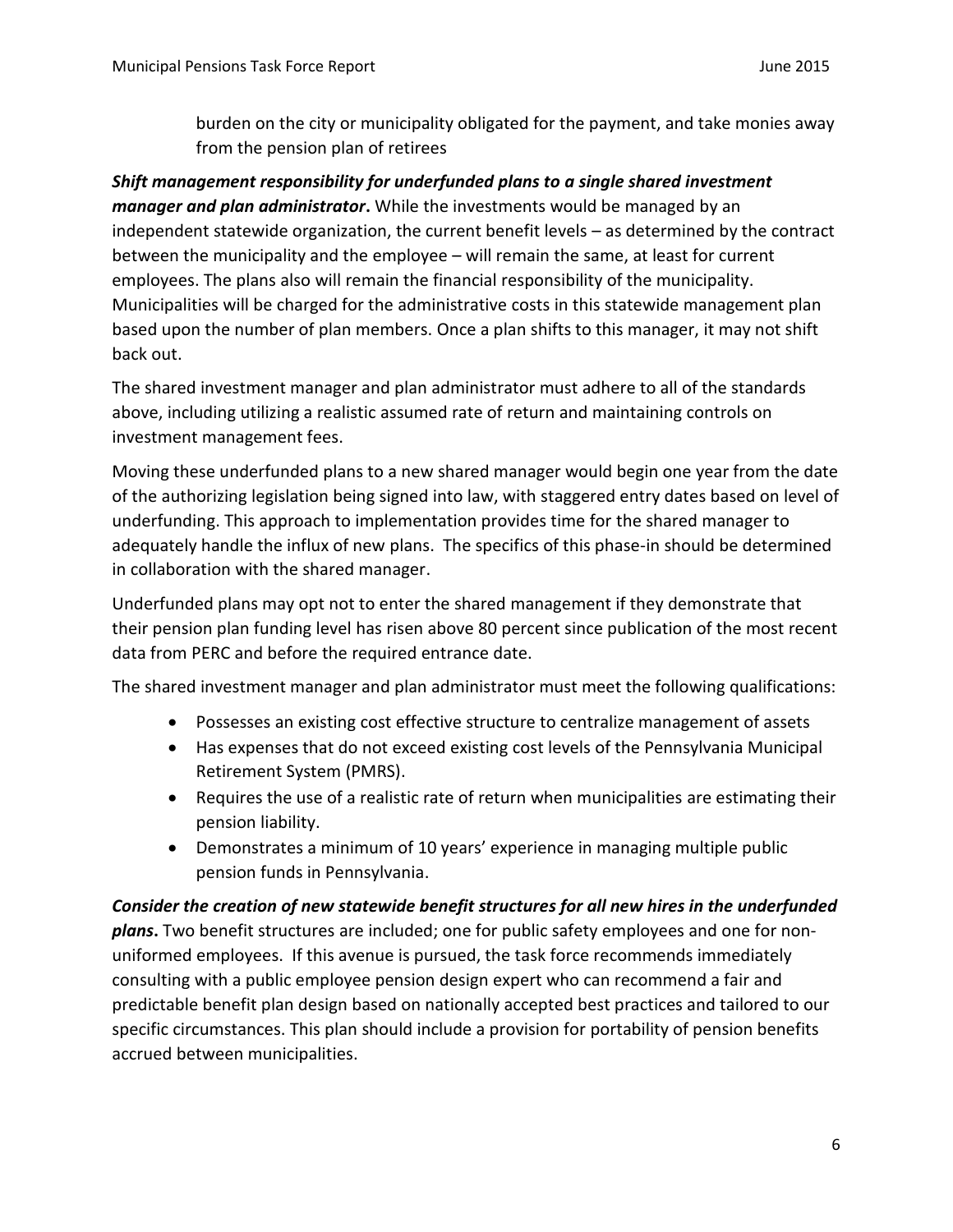burden on the city or municipality obligated for the payment, and take monies away from the pension plan of retirees

***Shift management responsibility for underfunded plans to a single shared investment manager and plan administrator*.** While the investments would be managed by an independent statewide organization, the current benefit levels – as determined by the contract between the municipality and the employee – will remain the same, at least for current employees. The plans also will remain the financial responsibility of the municipality. Municipalities will be charged for the administrative costs in this statewide management plan based upon the number of plan members. Once a plan shifts to this manager, it may not shift back out.

The shared investment manager and plan administrator must adhere to all of the standards above, including utilizing a realistic assumed rate of return and maintaining controls on investment management fees.

Moving these underfunded plans to a new shared manager would begin one year from the date of the authorizing legislation being signed into law, with staggered entry dates based on level of underfunding. This approach to implementation provides time for the shared manager to adequately handle the influx of new plans. The specifics of this phase-in should be determined in collaboration with the shared manager.

Underfunded plans may opt not to enter the shared management if they demonstrate that their pension plan funding level has risen above 80 percent since publication of the most recent data from PERC and before the required entrance date.

The shared investment manager and plan administrator must meet the following qualifications:

- Possesses an existing cost effective structure to centralize management of assets
- Has expenses that do not exceed existing cost levels of the Pennsylvania Municipal Retirement System (PMRS).
- Requires the use of a realistic rate of return when municipalities are estimating their pension liability.
- Demonstrates a minimum of 10 years' experience in managing multiple public pension funds in Pennsylvania.

***Consider the creation of new statewide benefit structures for all new hires in the underfunded plans*.** Two benefit structures are included; one for public safety employees and one for non-uniformed employees. If this avenue is pursued, the task force recommends immediately consulting with a public employee pension design expert who can recommend a fair and predictable benefit plan design based on nationally accepted best practices and tailored to our specific circumstances. This plan should include a provision for portability of pension benefits accrued between municipalities.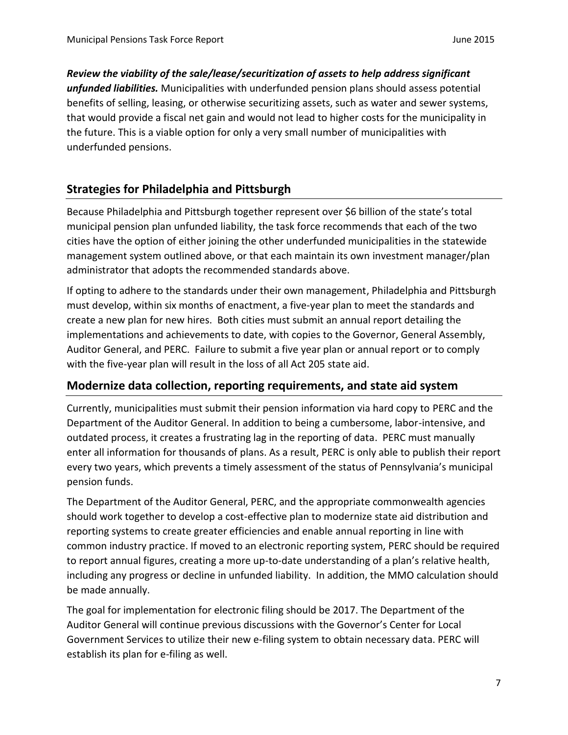***Review the viability of the sale/lease/securitization of assets to help address significant unfunded liabilities.*** Municipalities with underfunded pension plans should assess potential benefits of selling, leasing, or otherwise securitizing assets, such as water and sewer systems, that would provide a fiscal net gain and would not lead to higher costs for the municipality in the future. This is a viable option for only a very small number of municipalities with underfunded pensions.

## Strategies for Philadelphia and Pittsburgh

Because Philadelphia and Pittsburgh together represent over $6 billion of the state's total municipal pension plan unfunded liability, the task force recommends that each of the two cities have the option of either joining the other underfunded municipalities in the statewide management system outlined above, or that each maintain its own investment manager/plan administrator that adopts the recommended standards above.

If opting to adhere to the standards under their own management, Philadelphia and Pittsburgh must develop, within six months of enactment, a five-year plan to meet the standards and create a new plan for new hires. Both cities must submit an annual report detailing the implementations and achievements to date, with copies to the Governor, General Assembly, Auditor General, and PERC. Failure to submit a five year plan or annual report or to comply with the five-year plan will result in the loss of all Act 205 state aid.

## Modernize data collection, reporting requirements, and state aid system

Currently, municipalities must submit their pension information via hard copy to PERC and the Department of the Auditor General. In addition to being a cumbersome, labor-intensive, and outdated process, it creates a frustrating lag in the reporting of data. PERC must manually enter all information for thousands of plans. As a result, PERC is only able to publish their report every two years, which prevents a timely assessment of the status of Pennsylvania's municipal pension funds.

The Department of the Auditor General, PERC, and the appropriate commonwealth agencies should work together to develop a cost-effective plan to modernize state aid distribution and reporting systems to create greater efficiencies and enable annual reporting in line with common industry practice. If moved to an electronic reporting system, PERC should be required to report annual figures, creating a more up-to-date understanding of a plan's relative health, including any progress or decline in unfunded liability. In addition, the MMO calculation should be made annually.

The goal for implementation for electronic filing should be 2017. The Department of the Auditor General will continue previous discussions with the Governor's Center for Local Government Services to utilize their new e-filing system to obtain necessary data. PERC will establish its plan for e-filing as well.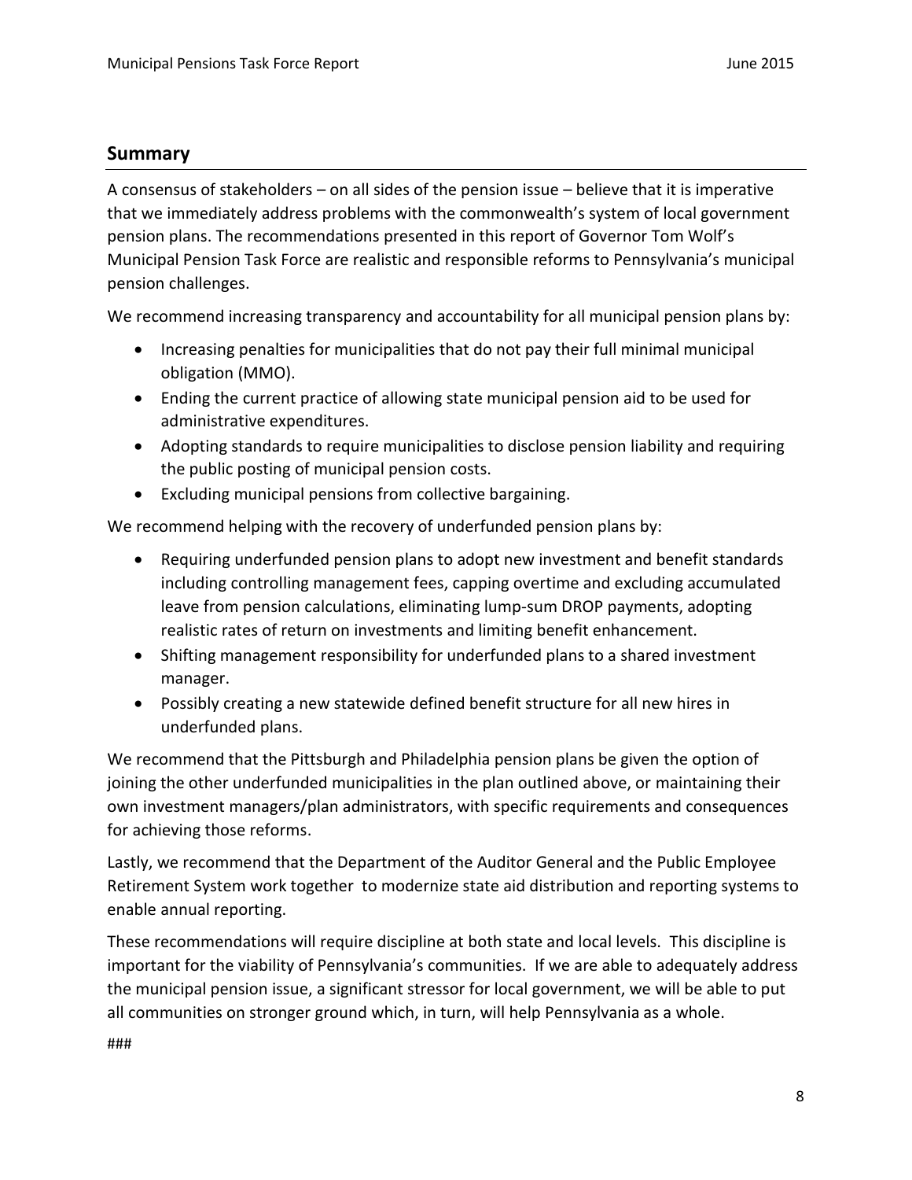## Summary

A consensus of stakeholders – on all sides of the pension issue – believe that it is imperative that we immediately address problems with the commonwealth's system of local government pension plans. The recommendations presented in this report of Governor Tom Wolf's Municipal Pension Task Force are realistic and responsible reforms to Pennsylvania's municipal pension challenges.

We recommend increasing transparency and accountability for all municipal pension plans by:

- Increasing penalties for municipalities that do not pay their full minimal municipal obligation (MMO).
- Ending the current practice of allowing state municipal pension aid to be used for administrative expenditures.
- Adopting standards to require municipalities to disclose pension liability and requiring the public posting of municipal pension costs.
- Excluding municipal pensions from collective bargaining.

We recommend helping with the recovery of underfunded pension plans by:

- Requiring underfunded pension plans to adopt new investment and benefit standards including controlling management fees, capping overtime and excluding accumulated leave from pension calculations, eliminating lump-sum DROP payments, adopting realistic rates of return on investments and limiting benefit enhancement.
- Shifting management responsibility for underfunded plans to a shared investment manager.
- Possibly creating a new statewide defined benefit structure for all new hires in underfunded plans.

We recommend that the Pittsburgh and Philadelphia pension plans be given the option of joining the other underfunded municipalities in the plan outlined above, or maintaining their own investment managers/plan administrators, with specific requirements and consequences for achieving those reforms.

Lastly, we recommend that the Department of the Auditor General and the Public Employee Retirement System work together to modernize state aid distribution and reporting systems to enable annual reporting.

These recommendations will require discipline at both state and local levels. This discipline is important for the viability of Pennsylvania's communities. If we are able to adequately address the municipal pension issue, a significant stressor for local government, we will be able to put all communities on stronger ground which, in turn, will help Pennsylvania as a whole.

###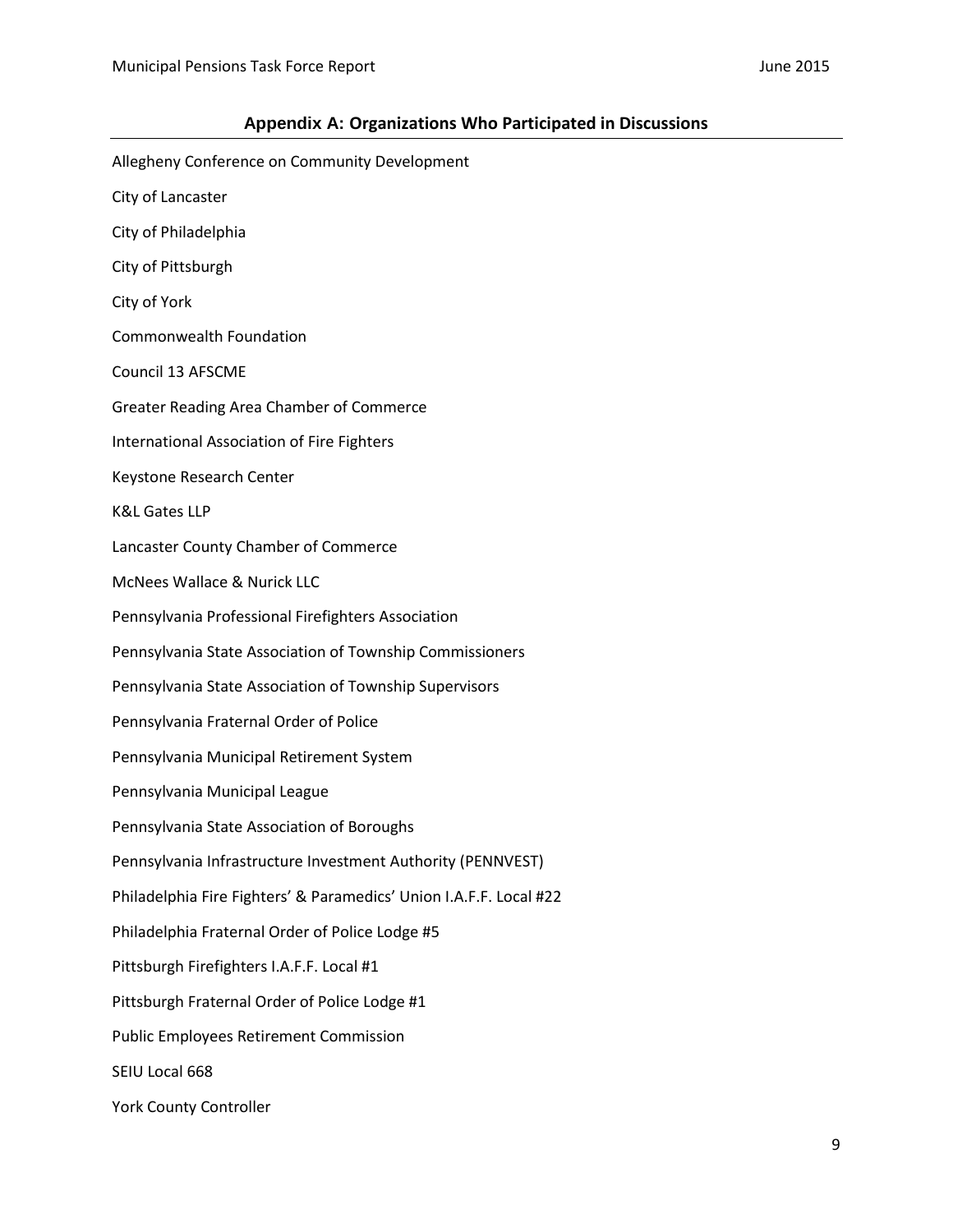## Appendix A: Organizations Who Participated in Discussions

Allegheny Conference on Community Development

City of Lancaster

City of Philadelphia

City of Pittsburgh

City of York

Commonwealth Foundation

Council 13 AFSCME

Greater Reading Area Chamber of Commerce

International Association of Fire Fighters

Keystone Research Center

K&L Gates LLP

Lancaster County Chamber of Commerce

McNees Wallace & Nurick LLC

Pennsylvania Professional Firefighters Association

Pennsylvania State Association of Township Commissioners

Pennsylvania State Association of Township Supervisors

Pennsylvania Fraternal Order of Police

Pennsylvania Municipal Retirement System

Pennsylvania Municipal League

Pennsylvania State Association of Boroughs

Pennsylvania Infrastructure Investment Authority (PENNVEST)

Philadelphia Fire Fighters' & Paramedics' Union I.A.F.F. Local #22

Philadelphia Fraternal Order of Police Lodge #5

Pittsburgh Firefighters I.A.F.F. Local #1

Pittsburgh Fraternal Order of Police Lodge #1

Public Employees Retirement Commission

SEIU Local 668

York County Controller